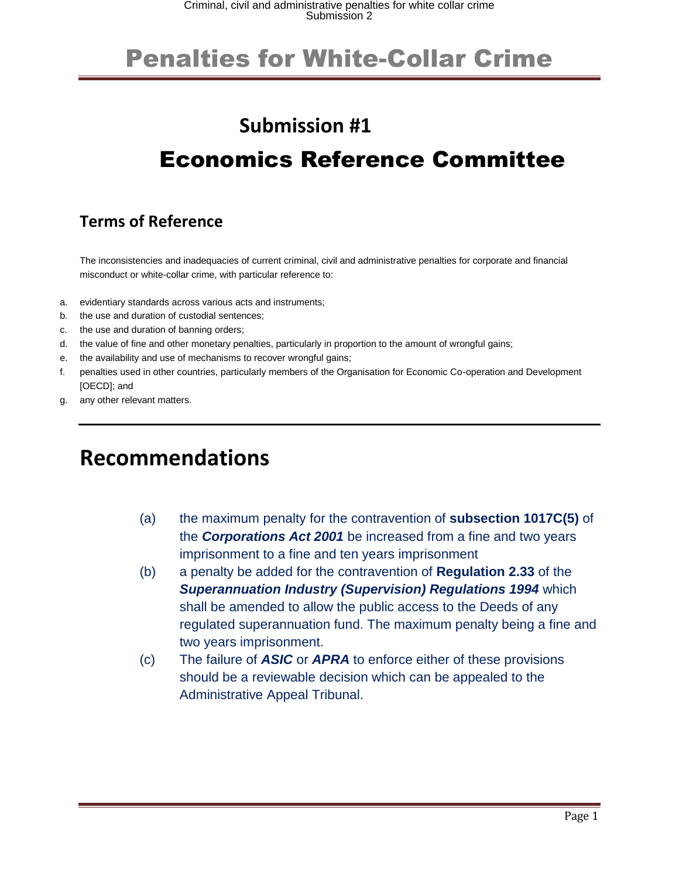# Penalties for White-Collar Crime

## Submission #1

# Economics Reference Committee

## Terms of Reference

The inconsistencies and inadequacies of current criminal, civil and administrative penalties for corporate and financial misconduct or white-collar crime, with particular reference to:

a. evidentiary standards across various acts and instruments;
b. the use and duration of custodial sentences;
c. the use and duration of banning orders;
d. the value of fine and other monetary penalties, particularly in proportion to the amount of wrongful gains;
e. the availability and use of mechanisms to recover wrongful gains;
f. penalties used in other countries, particularly members of the Organisation for Economic Co-operation and Development [OECD]; and
g. any other relevant matters.

# Recommendations

(a) the maximum penalty for the contravention of **subsection 1017C(5)** of the ***Corporations Act 2001*** be increased from a fine and two years imprisonment to a fine and ten years imprisonment

(b) a penalty be added for the contravention of **Regulation 2.33** of the ***Superannuation Industry (Supervision) Regulations 1994*** which shall be amended to allow the public access to the Deeds of any regulated superannuation fund. The maximum penalty being a fine and two years imprisonment.

(c) The failure of ***ASIC*** or ***APRA*** to enforce either of these provisions should be a reviewable decision which can be appealed to the Administrative Appeal Tribunal.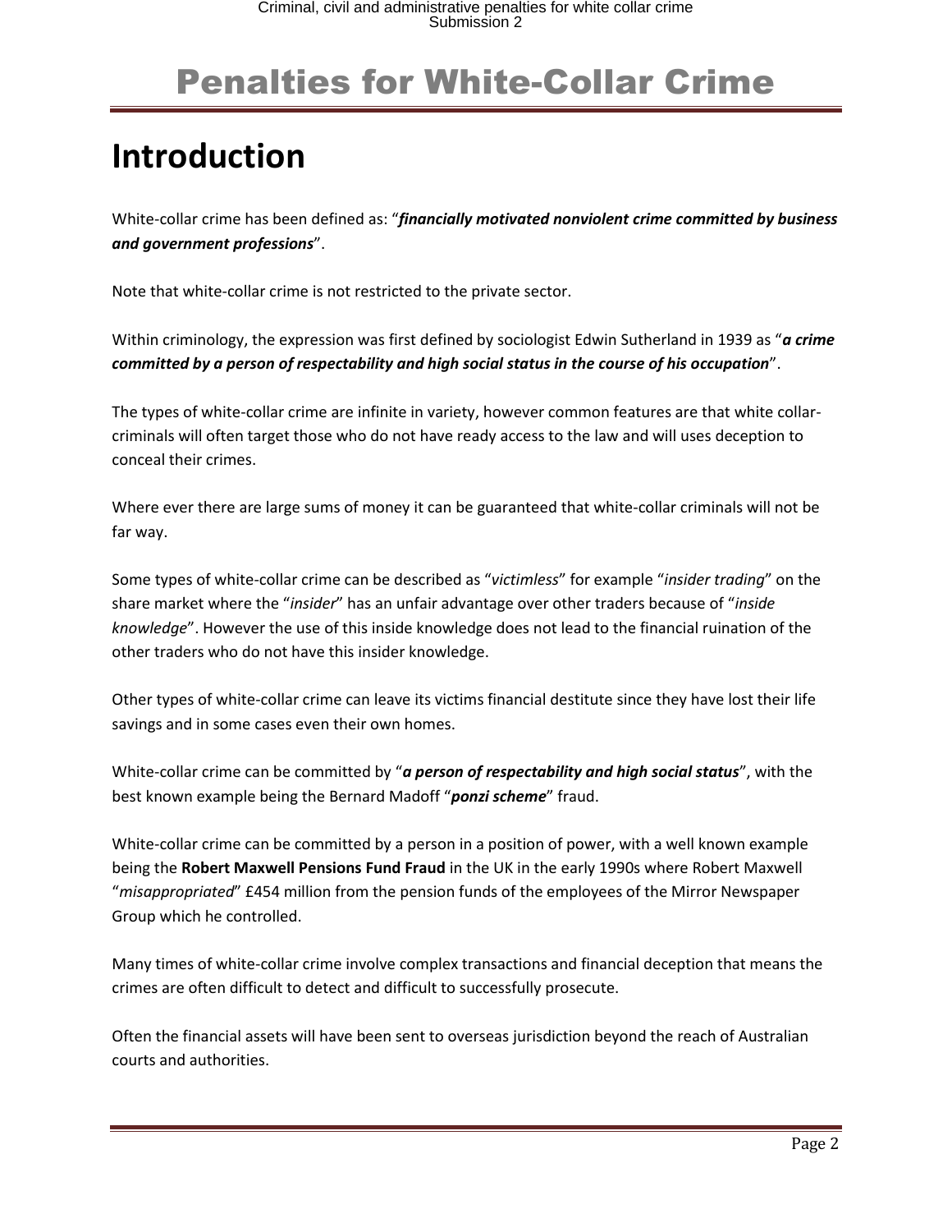# Penalties for White-Collar Crime

## Introduction

White-collar crime has been defined as: "***financially motivated nonviolent crime committed by business and government professions***".

Note that white-collar crime is not restricted to the private sector.

Within criminology, the expression was first defined by sociologist Edwin Sutherland in 1939 as "***a crime committed by a person of respectability and high social status in the course of his occupation***".

The types of white-collar crime are infinite in variety, however common features are that white collar-criminals will often target those who do not have ready access to the law and will uses deception to conceal their crimes.

Where ever there are large sums of money it can be guaranteed that white-collar criminals will not be far way.

Some types of white-collar crime can be described as "*victimless*" for example "*insider trading*" on the share market where the "*insider*" has an unfair advantage over other traders because of "*inside knowledge*". However the use of this inside knowledge does not lead to the financial ruination of the other traders who do not have this insider knowledge.

Other types of white-collar crime can leave its victims financial destitute since they have lost their life savings and in some cases even their own homes.

White-collar crime can be committed by "***a person of respectability and high social status***", with the best known example being the Bernard Madoff "***ponzi scheme***" fraud.

White-collar crime can be committed by a person in a position of power, with a well known example being the **Robert Maxwell Pensions Fund Fraud** in the UK in the early 1990s where Robert Maxwell "*misappropriated*" £454 million from the pension funds of the employees of the Mirror Newspaper Group which he controlled.

Many times of white-collar crime involve complex transactions and financial deception that means the crimes are often difficult to detect and difficult to successfully prosecute.

Often the financial assets will have been sent to overseas jurisdiction beyond the reach of Australian courts and authorities.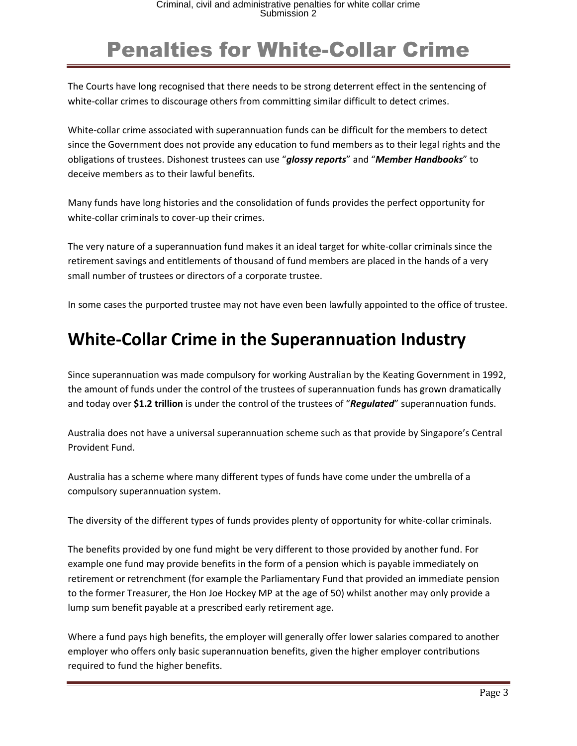# Penalties for White-Collar Crime

The Courts have long recognised that there needs to be strong deterrent effect in the sentencing of white-collar crimes to discourage others from committing similar difficult to detect crimes.

White-collar crime associated with superannuation funds can be difficult for the members to detect since the Government does not provide any education to fund members as to their legal rights and the obligations of trustees. Dishonest trustees can use "***glossy reports***" and "***Member Handbooks***" to deceive members as to their lawful benefits.

Many funds have long histories and the consolidation of funds provides the perfect opportunity for white-collar criminals to cover-up their crimes.

The very nature of a superannuation fund makes it an ideal target for white-collar criminals since the retirement savings and entitlements of thousand of fund members are placed in the hands of a very small number of trustees or directors of a corporate trustee.

In some cases the purported trustee may not have even been lawfully appointed to the office of trustee.

## White-Collar Crime in the Superannuation Industry

Since superannuation was made compulsory for working Australian by the Keating Government in 1992, the amount of funds under the control of the trustees of superannuation funds has grown dramatically and today over **$1.2 trillion** is under the control of the trustees of "***Regulated***" superannuation funds.

Australia does not have a universal superannuation scheme such as that provide by Singapore's Central Provident Fund.

Australia has a scheme where many different types of funds have come under the umbrella of a compulsory superannuation system.

The diversity of the different types of funds provides plenty of opportunity for white-collar criminals.

The benefits provided by one fund might be very different to those provided by another fund. For example one fund may provide benefits in the form of a pension which is payable immediately on retirement or retrenchment (for example the Parliamentary Fund that provided an immediate pension to the former Treasurer, the Hon Joe Hockey MP at the age of 50) whilst another may only provide a lump sum benefit payable at a prescribed early retirement age.

Where a fund pays high benefits, the employer will generally offer lower salaries compared to another employer who offers only basic superannuation benefits, given the higher employer contributions required to fund the higher benefits.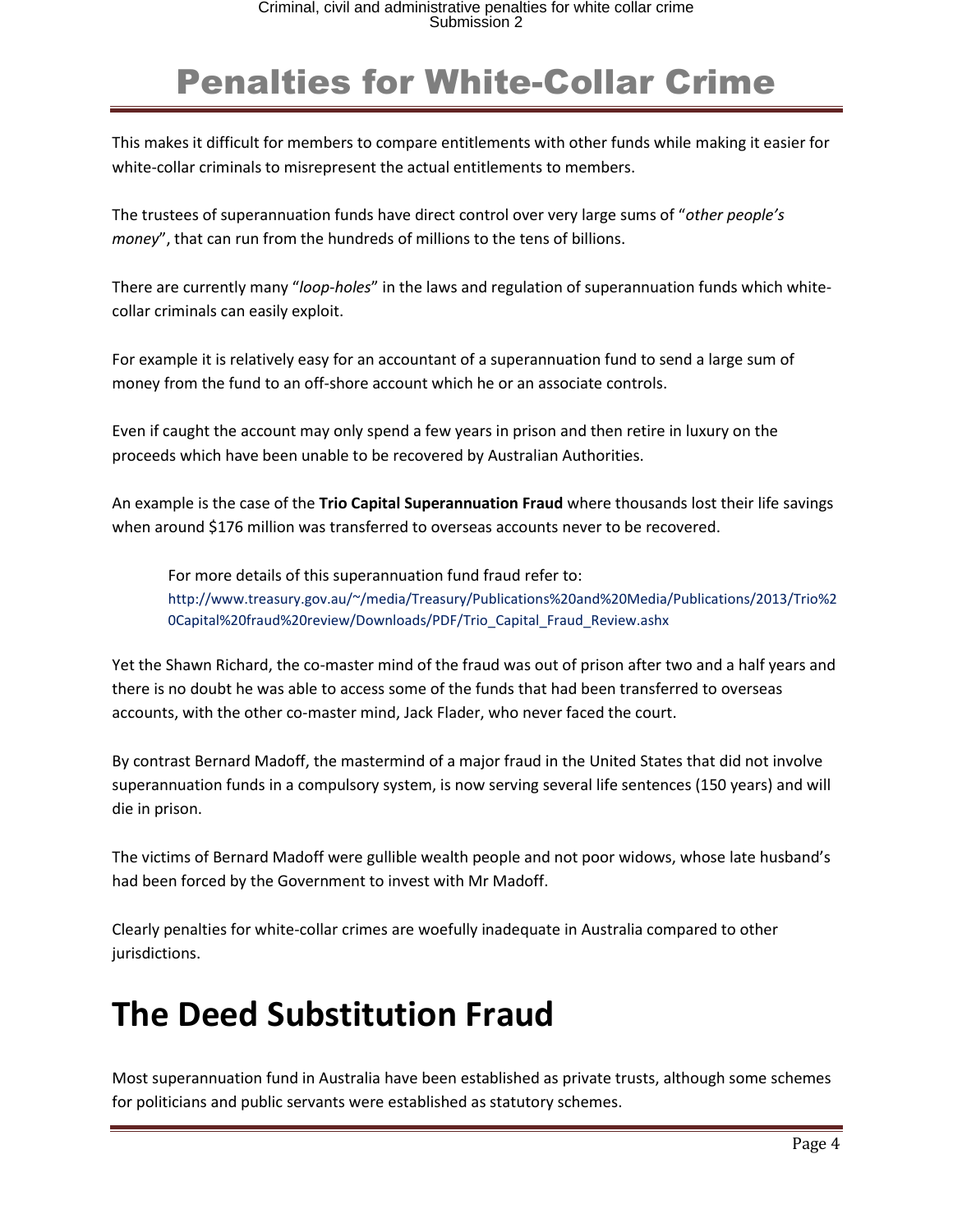# Penalties for White-Collar Crime

This makes it difficult for members to compare entitlements with other funds while making it easier for white-collar criminals to misrepresent the actual entitlements to members.

The trustees of superannuation funds have direct control over very large sums of "*other people's money*", that can run from the hundreds of millions to the tens of billions.

There are currently many "*loop-holes*" in the laws and regulation of superannuation funds which white-collar criminals can easily exploit.

For example it is relatively easy for an accountant of a superannuation fund to send a large sum of money from the fund to an off-shore account which he or an associate controls.

Even if caught the account may only spend a few years in prison and then retire in luxury on the proceeds which have been unable to be recovered by Australian Authorities.

An example is the case of the **Trio Capital Superannuation Fraud** where thousands lost their life savings when around $176 million was transferred to overseas accounts never to be recovered.

> For more details of this superannuation fund fraud refer to:
> http://www.treasury.gov.au/~/media/Treasury/Publications%20and%20Media/Publications/2013/Trio%20Capital%20fraud%20review/Downloads/PDF/Trio_Capital_Fraud_Review.ashx

Yet the Shawn Richard, the co-master mind of the fraud was out of prison after two and a half years and there is no doubt he was able to access some of the funds that had been transferred to overseas accounts, with the other co-master mind, Jack Flader, who never faced the court.

By contrast Bernard Madoff, the mastermind of a major fraud in the United States that did not involve superannuation funds in a compulsory system, is now serving several life sentences (150 years) and will die in prison.

The victims of Bernard Madoff were gullible wealth people and not poor widows, whose late husband's had been forced by the Government to invest with Mr Madoff.

Clearly penalties for white-collar crimes are woefully inadequate in Australia compared to other jurisdictions.

# The Deed Substitution Fraud

Most superannuation fund in Australia have been established as private trusts, although some schemes for politicians and public servants were established as statutory schemes.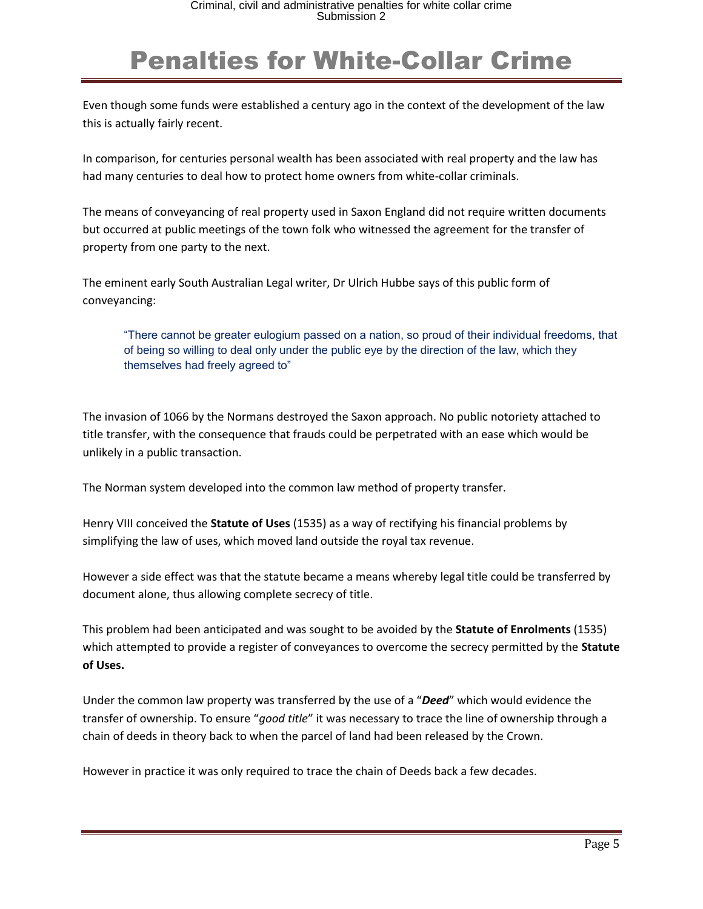# Penalties for White-Collar Crime

Even though some funds were established a century ago in the context of the development of the law this is actually fairly recent.

In comparison, for centuries personal wealth has been associated with real property and the law has had many centuries to deal how to protect home owners from white-collar criminals.

The means of conveyancing of real property used in Saxon England did not require written documents but occurred at public meetings of the town folk who witnessed the agreement for the transfer of property from one party to the next.

The eminent early South Australian Legal writer, Dr Ulrich Hubbe says of this public form of conveyancing:

> "There cannot be greater eulogium passed on a nation, so proud of their individual freedoms, that of being so willing to deal only under the public eye by the direction of the law, which they themselves had freely agreed to"

The invasion of 1066 by the Normans destroyed the Saxon approach. No public notoriety attached to title transfer, with the consequence that frauds could be perpetrated with an ease which would be unlikely in a public transaction.

The Norman system developed into the common law method of property transfer.

Henry VIII conceived the **Statute of Uses** (1535) as a way of rectifying his financial problems by simplifying the law of uses, which moved land outside the royal tax revenue.

However a side effect was that the statute became a means whereby legal title could be transferred by document alone, thus allowing complete secrecy of title.

This problem had been anticipated and was sought to be avoided by the **Statute of Enrolments** (1535) which attempted to provide a register of conveyances to overcome the secrecy permitted by the **Statute of Uses.**

Under the common law property was transferred by the use of a "***Deed***" which would evidence the transfer of ownership. To ensure "*good title*" it was necessary to trace the line of ownership through a chain of deeds in theory back to when the parcel of land had been released by the Crown.

However in practice it was only required to trace the chain of Deeds back a few decades.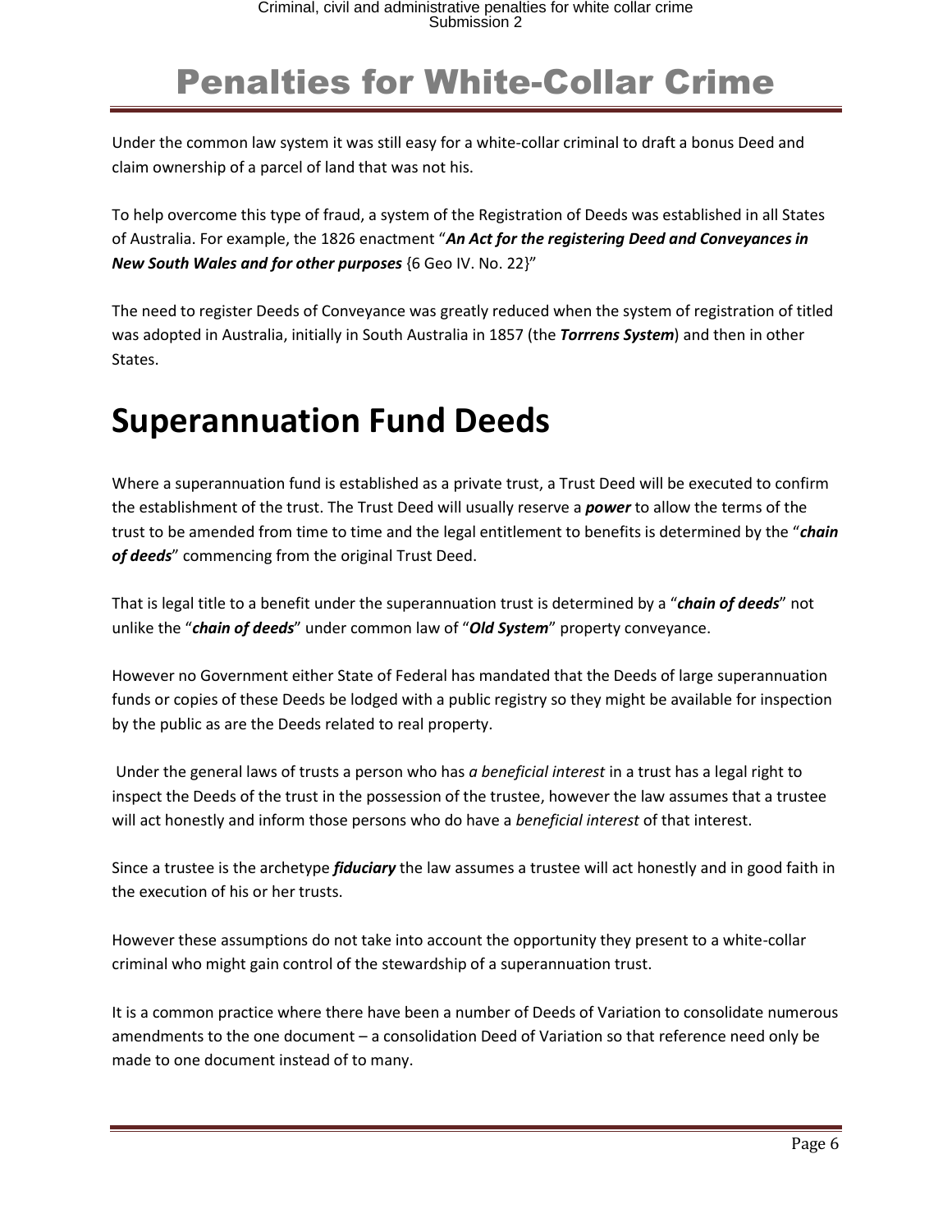# Penalties for White-Collar Crime

Under the common law system it was still easy for a white-collar criminal to draft a bonus Deed and claim ownership of a parcel of land that was not his.

To help overcome this type of fraud, a system of the Registration of Deeds was established in all States of Australia. For example, the 1826 enactment "***An Act for the registering Deed and Conveyances in New South Wales and for other purposes*** {6 Geo IV. No. 22}"

The need to register Deeds of Conveyance was greatly reduced when the system of registration of titled was adopted in Australia, initially in South Australia in 1857 (the ***Torrrens System***) and then in other States.

# Superannuation Fund Deeds

Where a superannuation fund is established as a private trust, a Trust Deed will be executed to confirm the establishment of the trust. The Trust Deed will usually reserve a ***power*** to allow the terms of the trust to be amended from time to time and the legal entitlement to benefits is determined by the "***chain of deeds***" commencing from the original Trust Deed.

That is legal title to a benefit under the superannuation trust is determined by a "***chain of deeds***" not unlike the "***chain of deeds***" under common law of "***Old System***" property conveyance.

However no Government either State of Federal has mandated that the Deeds of large superannuation funds or copies of these Deeds be lodged with a public registry so they might be available for inspection by the public as are the Deeds related to real property.

Under the general laws of trusts a person who has *a beneficial interest* in a trust has a legal right to inspect the Deeds of the trust in the possession of the trustee, however the law assumes that a trustee will act honestly and inform those persons who do have a *beneficial interest* of that interest.

Since a trustee is the archetype ***fiduciary*** the law assumes a trustee will act honestly and in good faith in the execution of his or her trusts.

However these assumptions do not take into account the opportunity they present to a white-collar criminal who might gain control of the stewardship of a superannuation trust.

It is a common practice where there have been a number of Deeds of Variation to consolidate numerous amendments to the one document – a consolidation Deed of Variation so that reference need only be made to one document instead of to many.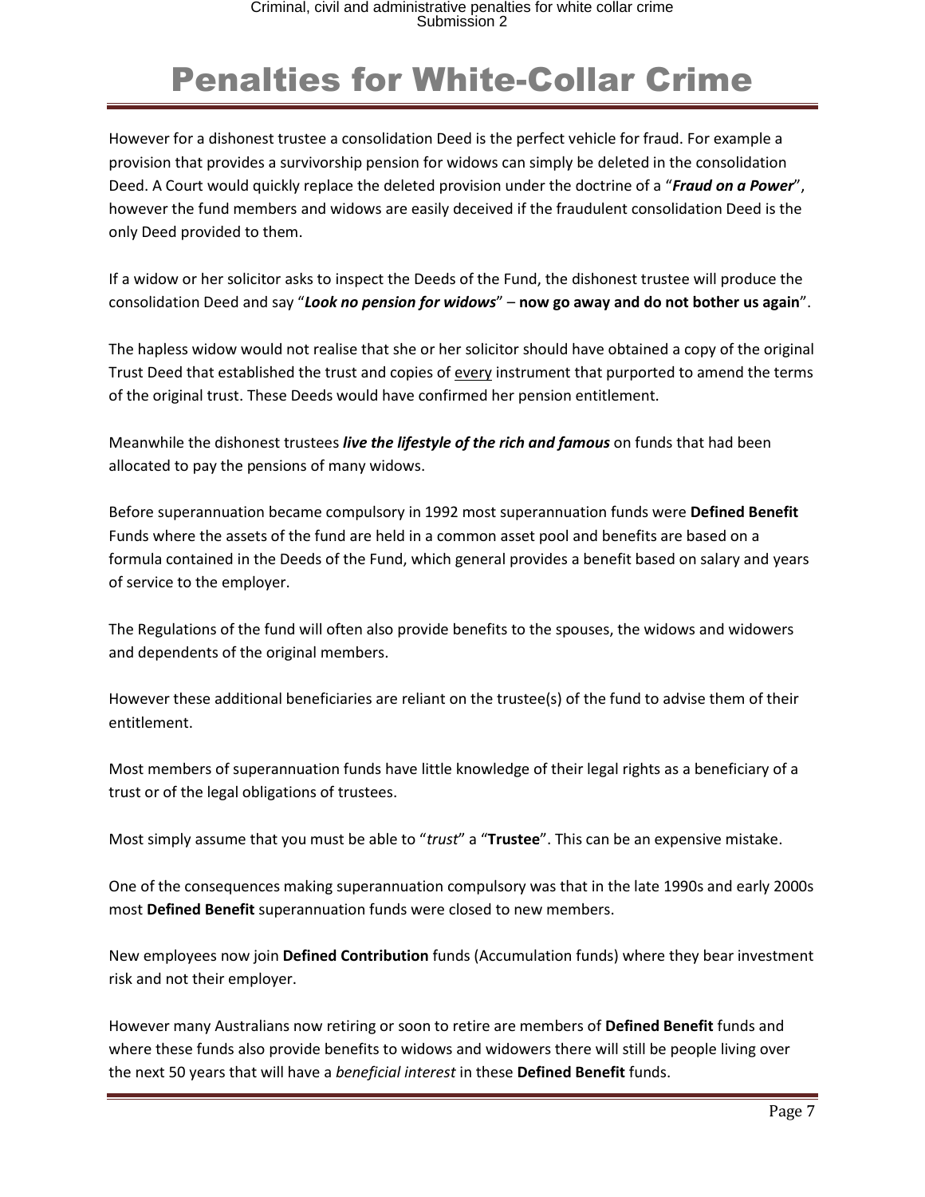# Penalties for White-Collar Crime

However for a dishonest trustee a consolidation Deed is the perfect vehicle for fraud. For example a provision that provides a survivorship pension for widows can simply be deleted in the consolidation Deed. A Court would quickly replace the deleted provision under the doctrine of a "***Fraud on a Power***", however the fund members and widows are easily deceived if the fraudulent consolidation Deed is the only Deed provided to them.

If a widow or her solicitor asks to inspect the Deeds of the Fund, the dishonest trustee will produce the consolidation Deed and say "***Look no pension for widows***" – **now go away and do not bother us again**".

The hapless widow would not realise that she or her solicitor should have obtained a copy of the original Trust Deed that established the trust and copies of <u>every</u> instrument that purported to amend the terms of the original trust. These Deeds would have confirmed her pension entitlement.

Meanwhile the dishonest trustees ***live the lifestyle of the rich and famous*** on funds that had been allocated to pay the pensions of many widows.

Before superannuation became compulsory in 1992 most superannuation funds were **Defined Benefit** Funds where the assets of the fund are held in a common asset pool and benefits are based on a formula contained in the Deeds of the Fund, which general provides a benefit based on salary and years of service to the employer.

The Regulations of the fund will often also provide benefits to the spouses, the widows and widowers and dependents of the original members.

However these additional beneficiaries are reliant on the trustee(s) of the fund to advise them of their entitlement.

Most members of superannuation funds have little knowledge of their legal rights as a beneficiary of a trust or of the legal obligations of trustees.

Most simply assume that you must be able to "*trust*" a "**Trustee**". This can be an expensive mistake.

One of the consequences making superannuation compulsory was that in the late 1990s and early 2000s most **Defined Benefit** superannuation funds were closed to new members.

New employees now join **Defined Contribution** funds (Accumulation funds) where they bear investment risk and not their employer.

However many Australians now retiring or soon to retire are members of **Defined Benefit** funds and where these funds also provide benefits to widows and widowers there will still be people living over the next 50 years that will have a *beneficial interest* in these **Defined Benefit** funds.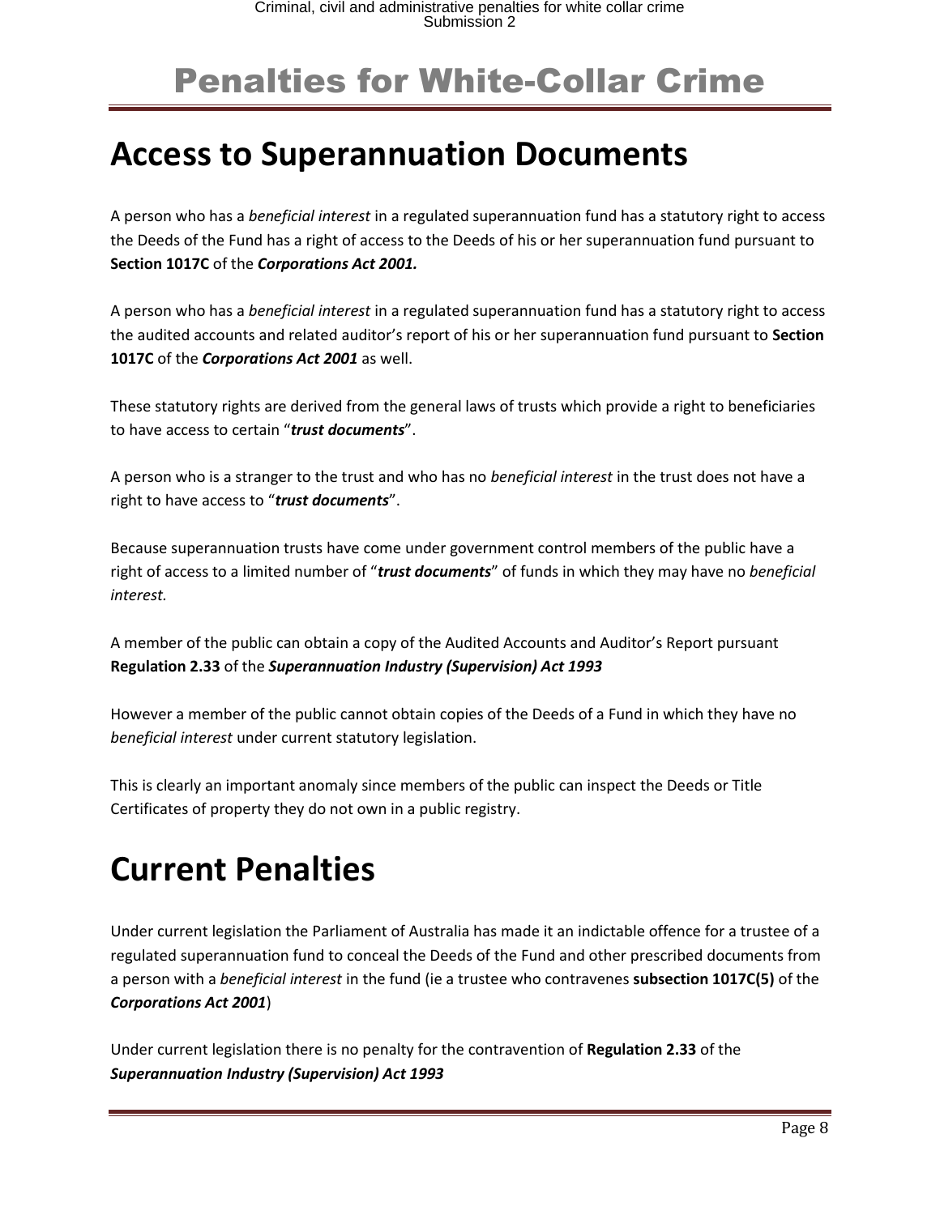# Penalties for White-Collar Crime

## Access to Superannuation Documents

A person who has a *beneficial interest* in a regulated superannuation fund has a statutory right to access the Deeds of the Fund has a right of access to the Deeds of his or her superannuation fund pursuant to **Section 1017C** of the ***Corporations Act 2001.***

A person who has a *beneficial interest* in a regulated superannuation fund has a statutory right to access the audited accounts and related auditor's report of his or her superannuation fund pursuant to **Section 1017C** of the ***Corporations Act 2001*** as well.

These statutory rights are derived from the general laws of trusts which provide a right to beneficiaries to have access to certain "***trust documents***".

A person who is a stranger to the trust and who has no *beneficial interest* in the trust does not have a right to have access to "***trust documents***".

Because superannuation trusts have come under government control members of the public have a right of access to a limited number of "***trust documents***" of funds in which they may have no *beneficial interest.*

A member of the public can obtain a copy of the Audited Accounts and Auditor's Report pursuant **Regulation 2.33** of the ***Superannuation Industry (Supervision) Act 1993***

However a member of the public cannot obtain copies of the Deeds of a Fund in which they have no *beneficial interest* under current statutory legislation.

This is clearly an important anomaly since members of the public can inspect the Deeds or Title Certificates of property they do not own in a public registry.

## Current Penalties

Under current legislation the Parliament of Australia has made it an indictable offence for a trustee of a regulated superannuation fund to conceal the Deeds of the Fund and other prescribed documents from a person with a *beneficial interest* in the fund (ie a trustee who contravenes **subsection 1017C(5)** of the ***Corporations Act 2001***)

Under current legislation there is no penalty for the contravention of **Regulation 2.33** of the ***Superannuation Industry (Supervision) Act 1993***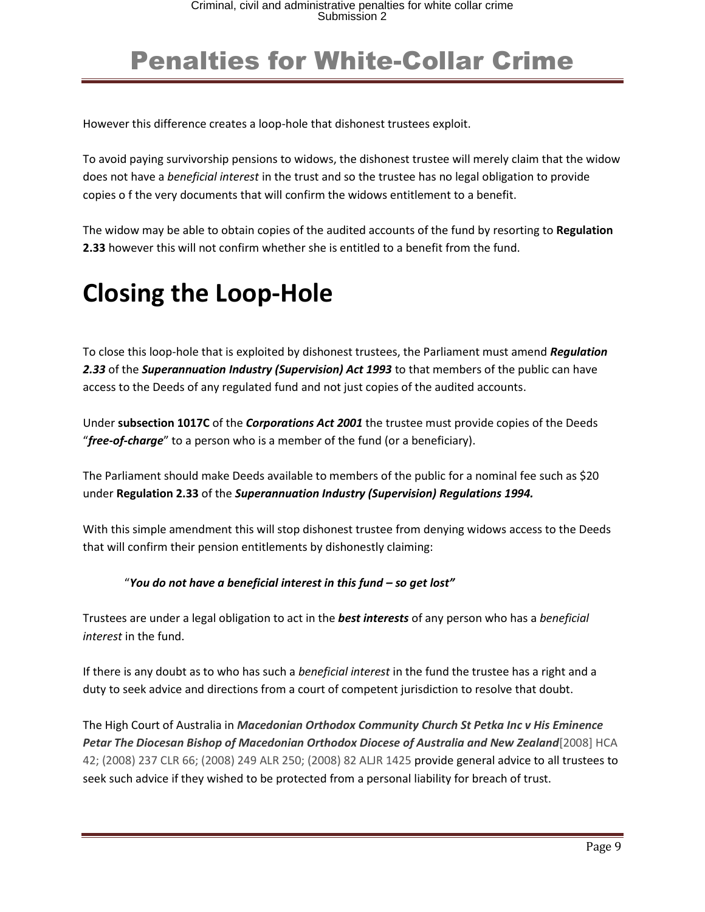# Penalties for White-Collar Crime

However this difference creates a loop-hole that dishonest trustees exploit.

To avoid paying survivorship pensions to widows, the dishonest trustee will merely claim that the widow does not have a *beneficial interest* in the trust and so the trustee has no legal obligation to provide copies o f the very documents that will confirm the widows entitlement to a benefit.

The widow may be able to obtain copies of the audited accounts of the fund by resorting to **Regulation 2.33** however this will not confirm whether she is entitled to a benefit from the fund.

# Closing the Loop-Hole

To close this loop-hole that is exploited by dishonest trustees, the Parliament must amend ***Regulation 2.33*** of the ***Superannuation Industry (Supervision) Act 1993*** to that members of the public can have access to the Deeds of any regulated fund and not just copies of the audited accounts.

Under **subsection 1017C** of the ***Corporations Act 2001*** the trustee must provide copies of the Deeds "***free-of-charge***" to a person who is a member of the fund (or a beneficiary).

The Parliament should make Deeds available to members of the public for a nominal fee such as $20 under **Regulation 2.33** of the ***Superannuation Industry (Supervision) Regulations 1994.***

With this simple amendment this will stop dishonest trustee from denying widows access to the Deeds that will confirm their pension entitlements by dishonestly claiming:

> "***You do not have a beneficial interest in this fund – so get lost"***

Trustees are under a legal obligation to act in the ***best interests*** of any person who has a *beneficial interest* in the fund.

If there is any doubt as to who has such a *beneficial interest* in the fund the trustee has a right and a duty to seek advice and directions from a court of competent jurisdiction to resolve that doubt.

The High Court of Australia in ***Macedonian Orthodox Community Church St Petka Inc v His Eminence Petar The Diocesan Bishop of Macedonian Orthodox Diocese of Australia and New Zealand***[2008] HCA 42; (2008) 237 CLR 66; (2008) 249 ALR 250; (2008) 82 ALJR 1425 provide general advice to all trustees to seek such advice if they wished to be protected from a personal liability for breach of trust.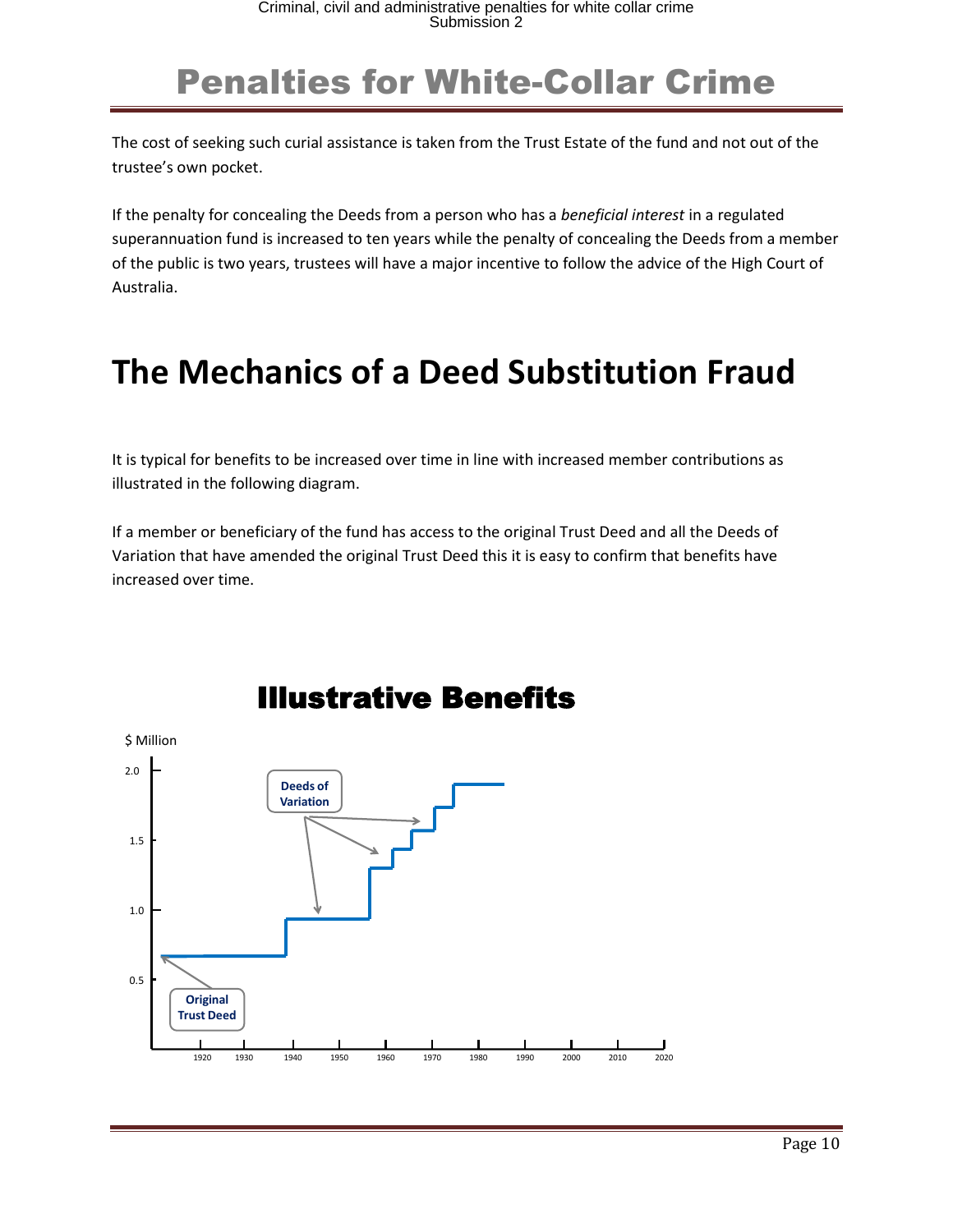# Penalties for White-Collar Crime

The cost of seeking such curial assistance is taken from the Trust Estate of the fund and not out of the trustee's own pocket.

If the penalty for concealing the Deeds from a person who has a *beneficial interest* in a regulated superannuation fund is increased to ten years while the penalty of concealing the Deeds from a member of the public is two years, trustees will have a major incentive to follow the advice of the High Court of Australia.

## The Mechanics of a Deed Substitution Fraud

It is typical for benefits to be increased over time in line with increased member contributions as illustrated in the following diagram.

If a member or beneficiary of the fund has access to the original Trust Deed and all the Deeds of Variation that have amended the original Trust Deed this it is easy to confirm that benefits have increased over time.

### Illustrative Benefits

$ Million

2.0

1.5

1.0

0.5

Deeds of Variation

Original Trust Deed

1920 1930 1940 1950 1960 1970 1980 1990 2000 2010 2020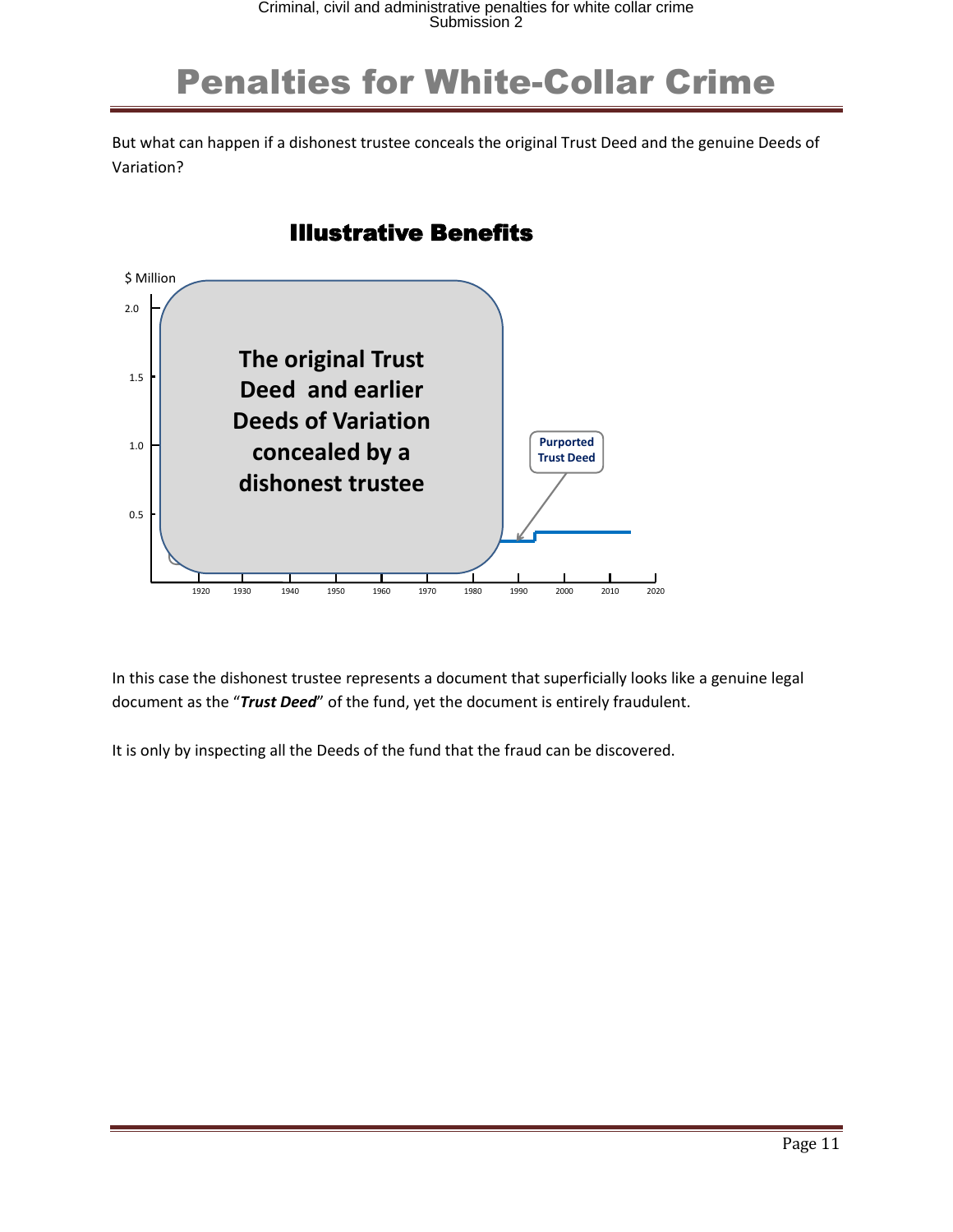# Penalties for White-Collar Crime

But what can happen if a dishonest trustee conceals the original Trust Deed and the genuine Deeds of Variation?

**Illustrative Benefits**

$ Million

2.0

1.5

1.0

0.5

**The original Trust Deed and earlier Deeds of Variation concealed by a dishonest trustee**

**Purported Trust Deed**

1920 1930 1940 1950 1960 1970 1980 1990 2000 2010 2020

In this case the dishonest trustee represents a document that superficially looks like a genuine legal document as the "***Trust Deed***" of the fund, yet the document is entirely fraudulent.

It is only by inspecting all the Deeds of the fund that the fraud can be discovered.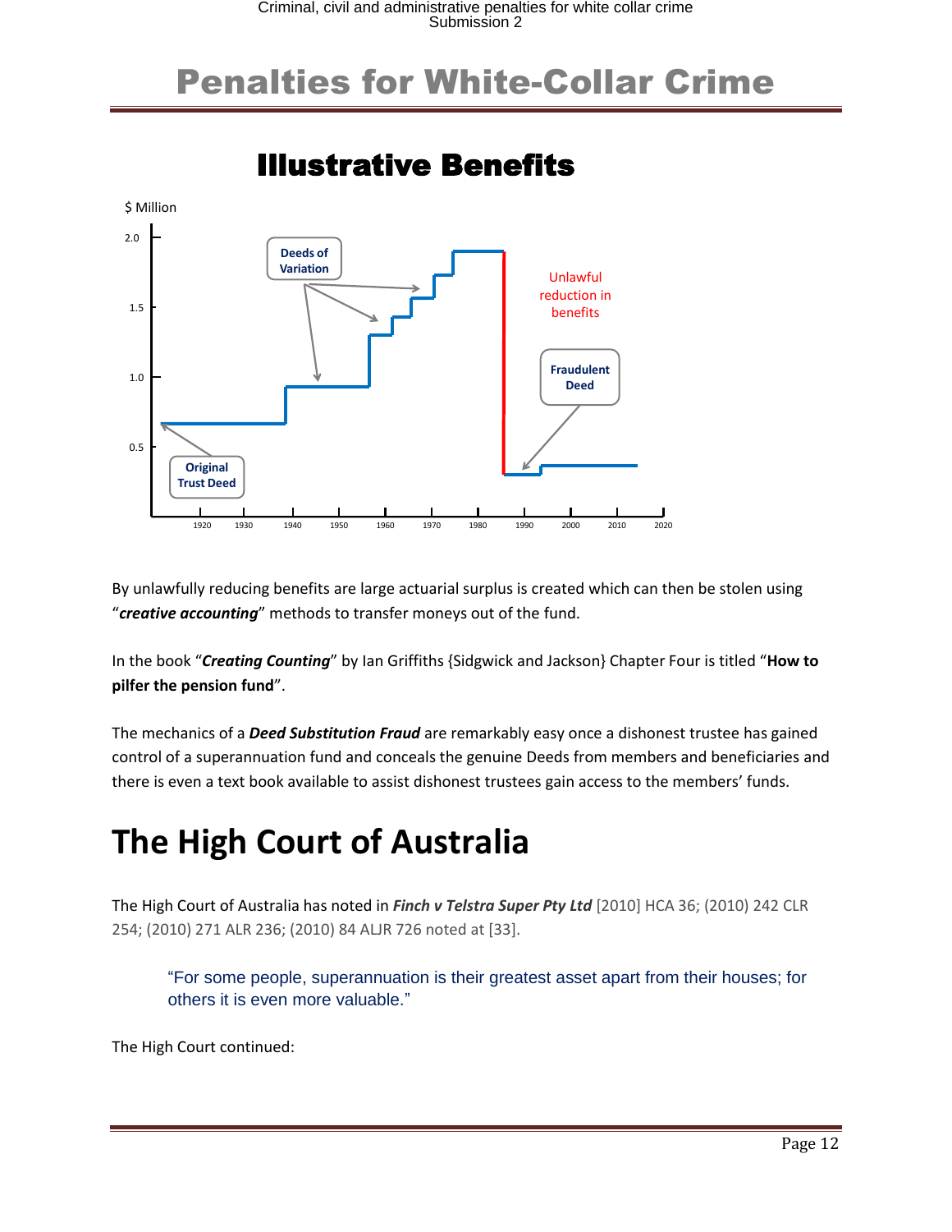# Penalties for White-Collar Crime

## Illustrative Benefits

$ Million

Deeds of Variation

Unlawful reduction in benefits

Fraudulent Deed

Original Trust Deed

By unlawfully reducing benefits are large actuarial surplus is created which can then be stolen using "***creative accounting***" methods to transfer moneys out of the fund.

In the book "***Creating Counting***" by Ian Griffiths {Sidgwick and Jackson} Chapter Four is titled "**How to pilfer the pension fund**".

The mechanics of a ***Deed Substitution Fraud*** are remarkably easy once a dishonest trustee has gained control of a superannuation fund and conceals the genuine Deeds from members and beneficiaries and there is even a text book available to assist dishonest trustees gain access to the members' funds.

# The High Court of Australia

The High Court of Australia has noted in ***Finch v Telstra Super Pty Ltd*** [2010] HCA 36; (2010) 242 CLR 254; (2010) 271 ALR 236; (2010) 84 ALJR 726 noted at [33].

> "For some people, superannuation is their greatest asset apart from their houses; for others it is even more valuable."

The High Court continued: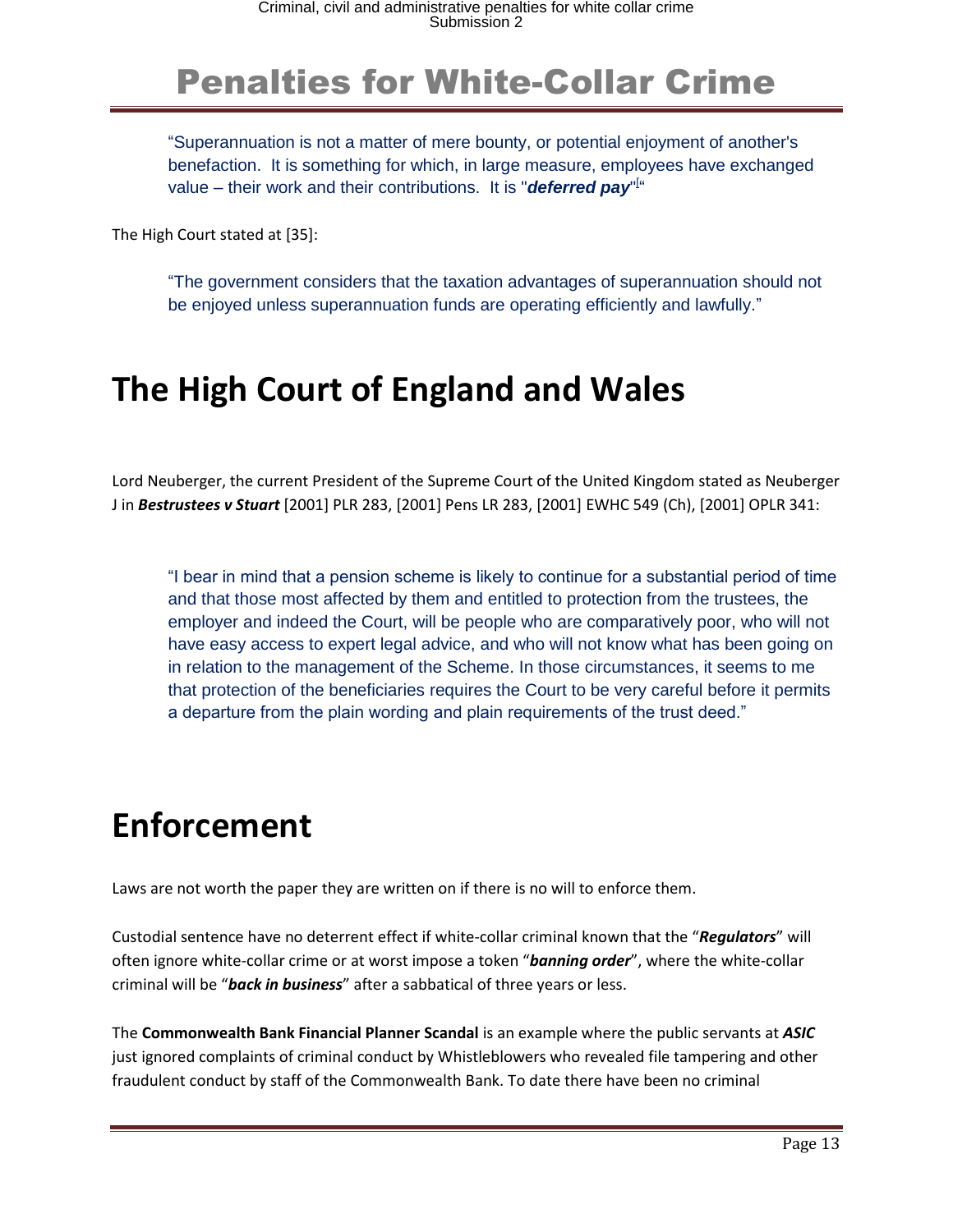# Penalties for White-Collar Crime

> "Superannuation is not a matter of mere bounty, or potential enjoyment of another's benefaction. It is something for which, in large measure, employees have exchanged value – their work and their contributions. It is "***deferred pay***"[“

The High Court stated at [35]:

> "The government considers that the taxation advantages of superannuation should not be enjoyed unless superannuation funds are operating efficiently and lawfully."

## The High Court of England and Wales

Lord Neuberger, the current President of the Supreme Court of the United Kingdom stated as Neuberger J in ***Bestrustees v Stuart*** [2001] PLR 283, [2001] Pens LR 283, [2001] EWHC 549 (Ch), [2001] OPLR 341:

> "I bear in mind that a pension scheme is likely to continue for a substantial period of time and that those most affected by them and entitled to protection from the trustees, the employer and indeed the Court, will be people who are comparatively poor, who will not have easy access to expert legal advice, and who will not know what has been going on in relation to the management of the Scheme. In those circumstances, it seems to me that protection of the beneficiaries requires the Court to be very careful before it permits a departure from the plain wording and plain requirements of the trust deed."

## Enforcement

Laws are not worth the paper they are written on if there is no will to enforce them.

Custodial sentence have no deterrent effect if white-collar criminal known that the "***Regulators***" will often ignore white-collar crime or at worst impose a token "***banning order***", where the white-collar criminal will be "***back in business***" after a sabbatical of three years or less.

The **Commonwealth Bank Financial Planner Scandal** is an example where the public servants at ***ASIC*** just ignored complaints of criminal conduct by Whistleblowers who revealed file tampering and other fraudulent conduct by staff of the Commonwealth Bank. To date there have been no criminal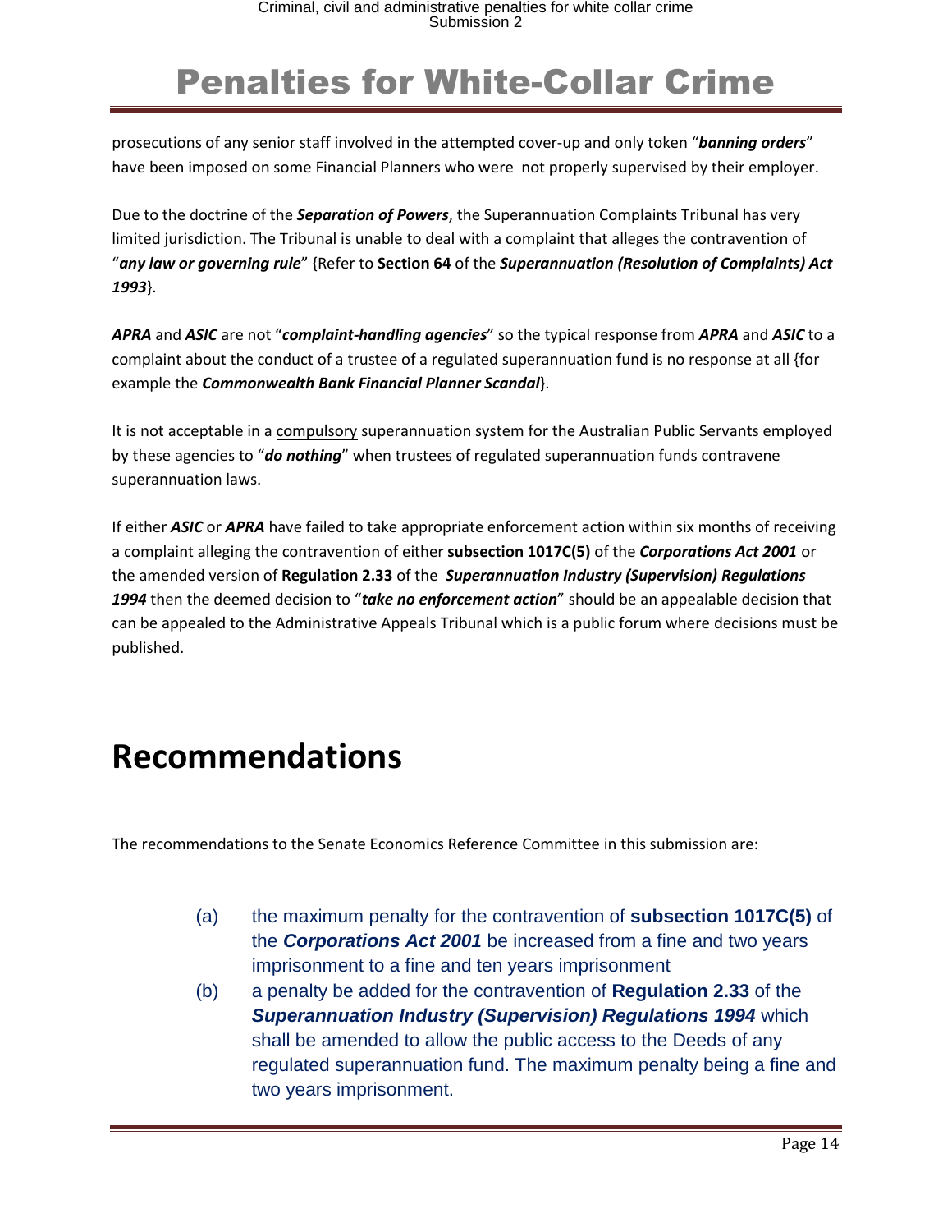prosecutions of any senior staff involved in the attempted cover-up and only token "***banning orders***" have been imposed on some Financial Planners who were not properly supervised by their employer.

Due to the doctrine of the ***Separation of Powers***, the Superannuation Complaints Tribunal has very limited jurisdiction. The Tribunal is unable to deal with a complaint that alleges the contravention of "***any law or governing rule***" {Refer to **Section 64** of the ***Superannuation (Resolution of Complaints) Act 1993***}.

***APRA*** and ***ASIC*** are not "***complaint-handling agencies***" so the typical response from ***APRA*** and ***ASIC*** to a complaint about the conduct of a trustee of a regulated superannuation fund is no response at all {for example the ***Commonwealth Bank Financial Planner Scandal***}.

It is not acceptable in a <u>compulsory</u> superannuation system for the Australian Public Servants employed by these agencies to "***do nothing***" when trustees of regulated superannuation funds contravene superannuation laws.

If either ***ASIC*** or ***APRA*** have failed to take appropriate enforcement action within six months of receiving a complaint alleging the contravention of either **subsection 1017C(5)** of the ***Corporations Act 2001*** or the amended version of **Regulation 2.33** of the ***Superannuation Industry (Supervision) Regulations 1994*** then the deemed decision to "***take no enforcement action***" should be an appealable decision that can be appealed to the Administrative Appeals Tribunal which is a public forum where decisions must be published.

# Recommendations

The recommendations to the Senate Economics Reference Committee in this submission are:

(a) the maximum penalty for the contravention of **subsection 1017C(5)** of the ***Corporations Act 2001*** be increased from a fine and two years imprisonment to a fine and ten years imprisonment

(b) a penalty be added for the contravention of **Regulation 2.33** of the ***Superannuation Industry (Supervision) Regulations 1994*** which shall be amended to allow the public access to the Deeds of any regulated superannuation fund. The maximum penalty being a fine and two years imprisonment.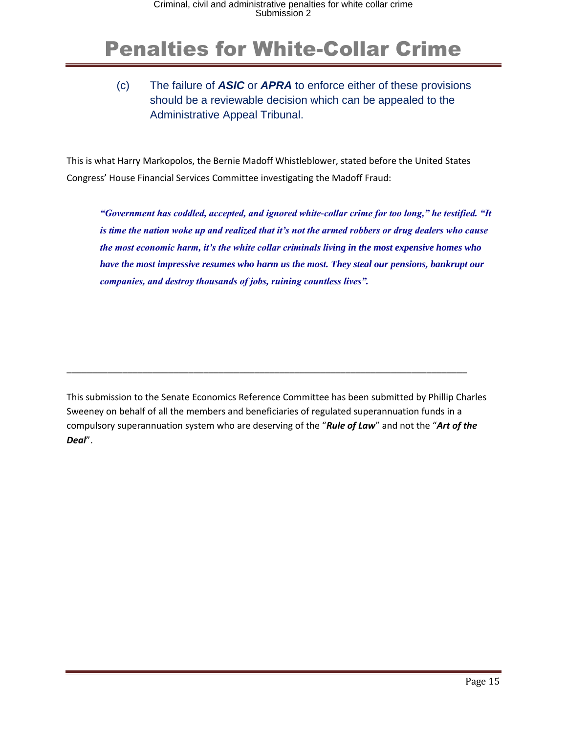# Penalties for White-Collar Crime

(c) The failure of ***ASIC*** or ***APRA*** to enforce either of these provisions should be a reviewable decision which can be appealed to the Administrative Appeal Tribunal.

This is what Harry Markopolos, the Bernie Madoff Whistleblower, stated before the United States Congress' House Financial Services Committee investigating the Madoff Fraud:

> ***"Government has coddled, accepted, and ignored white-collar crime for too long," he testified. "It is time the nation woke up and realized that it's not the armed robbers or drug dealers who cause the most economic harm, it's the white collar criminals living in the most expensive homes who have the most impressive resumes who harm us the most. They steal our pensions, bankrupt our companies, and destroy thousands of jobs, ruining countless lives".***

---

This submission to the Senate Economics Reference Committee has been submitted by Phillip Charles Sweeney on behalf of all the members and beneficiaries of regulated superannuation funds in a compulsory superannuation system who are deserving of the "***Rule of Law***" and not the "***Art of the Deal***".